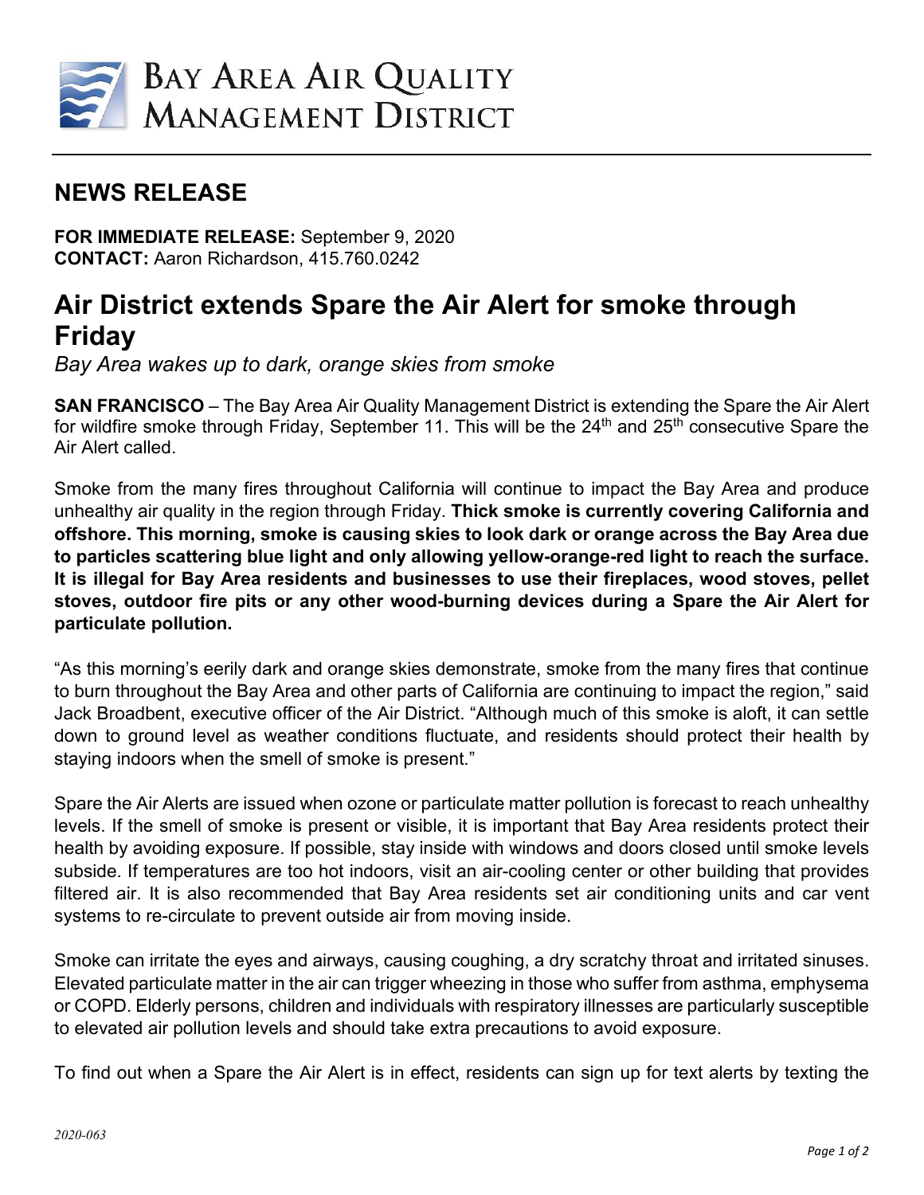BAY AREA AIR QUALITY MANAGEMENT DISTRICT

## NEWS RELEASE

**FOR IMMEDIATE RELEASE:** September 9, 2020
**CONTACT:** Aaron Richardson, 415.760.0242

# Air District extends Spare the Air Alert for smoke through Friday

*Bay Area wakes up to dark, orange skies from smoke*

**SAN FRANCISCO** – The Bay Area Air Quality Management District is extending the Spare the Air Alert for wildfire smoke through Friday, September 11. This will be the 24th and 25th consecutive Spare the Air Alert called.

Smoke from the many fires throughout California will continue to impact the Bay Area and produce unhealthy air quality in the region through Friday. **Thick smoke is currently covering California and offshore. This morning, smoke is causing skies to look dark or orange across the Bay Area due to particles scattering blue light and only allowing yellow-orange-red light to reach the surface. It is illegal for Bay Area residents and businesses to use their fireplaces, wood stoves, pellet stoves, outdoor fire pits or any other wood-burning devices during a Spare the Air Alert for particulate pollution.**

"As this morning's eerily dark and orange skies demonstrate, smoke from the many fires that continue to burn throughout the Bay Area and other parts of California are continuing to impact the region," said Jack Broadbent, executive officer of the Air District. "Although much of this smoke is aloft, it can settle down to ground level as weather conditions fluctuate, and residents should protect their health by staying indoors when the smell of smoke is present."

Spare the Air Alerts are issued when ozone or particulate matter pollution is forecast to reach unhealthy levels. If the smell of smoke is present or visible, it is important that Bay Area residents protect their health by avoiding exposure. If possible, stay inside with windows and doors closed until smoke levels subside. If temperatures are too hot indoors, visit an air-cooling center or other building that provides filtered air. It is also recommended that Bay Area residents set air conditioning units and car vent systems to re-circulate to prevent outside air from moving inside.

Smoke can irritate the eyes and airways, causing coughing, a dry scratchy throat and irritated sinuses. Elevated particulate matter in the air can trigger wheezing in those who suffer from asthma, emphysema or COPD. Elderly persons, children and individuals with respiratory illnesses are particularly susceptible to elevated air pollution levels and should take extra precautions to avoid exposure.

To find out when a Spare the Air Alert is in effect, residents can sign up for text alerts by texting the

2020-063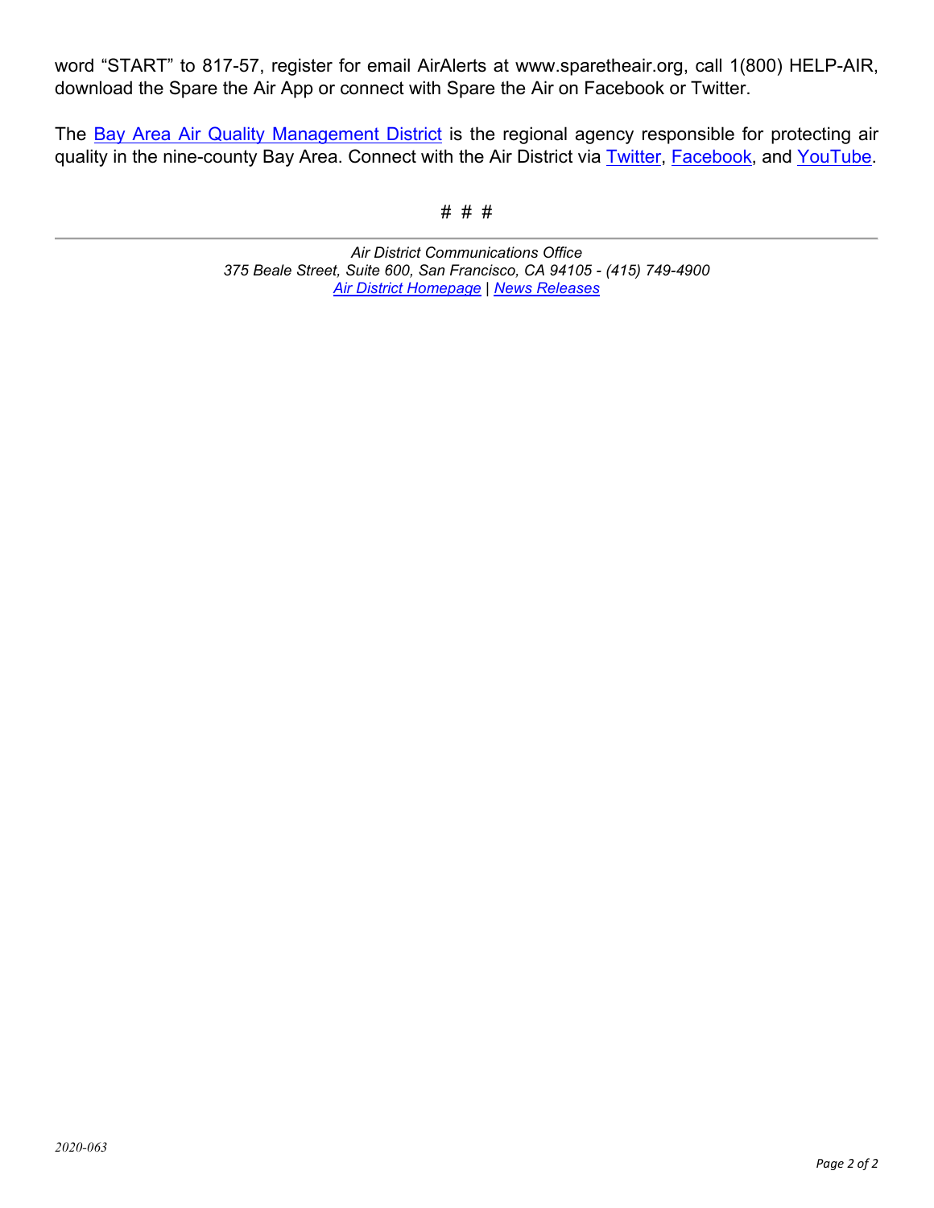word "START" to 817-57, register for email AirAlerts at www.sparetheair.org, call 1(800) HELP-AIR, download the Spare the Air App or connect with Spare the Air on Facebook or Twitter.

The Bay Area Air Quality Management District is the regional agency responsible for protecting air quality in the nine-county Bay Area. Connect with the Air District via Twitter, Facebook, and YouTube.

# # #

---

*Air District Communications Office*
*375 Beale Street, Suite 600, San Francisco, CA 94105 - (415) 749-4900*
*Air District Homepage* | *News Releases*

*2020-063*